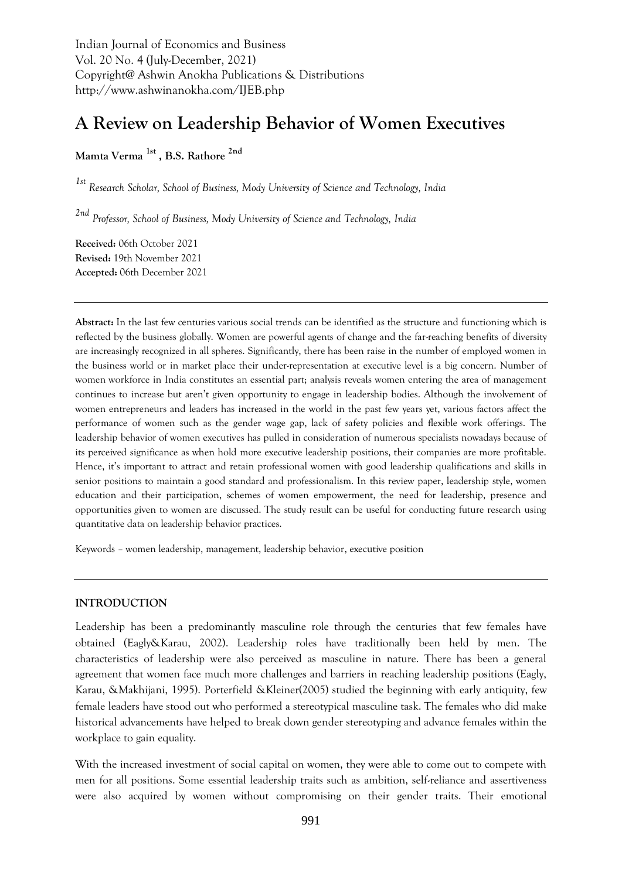Indian Journal of Economics and Business
Vol. 20 No. 4 (July-December, 2021)
Copyright@ Ashwin Anokha Publications & Distributions
http://www.ashwinanokha.com/IJEB.php

# A Review on Leadership Behavior of Women Executives

**Mamta Verma [1st] , B.S. Rathore [2nd]**

*[1st] Research Scholar, School of Business, Mody University of Science and Technology, India*

*[2nd] Professor, School of Business, Mody University of Science and Technology, India*

**Received:** 06th October 2021
**Revised:** 19th November 2021
**Accepted:** 06th December 2021

---

**Abstract:** In the last few centuries various social trends can be identified as the structure and functioning which is reflected by the business globally. Women are powerful agents of change and the far-reaching benefits of diversity are increasingly recognized in all spheres. Significantly, there has been raise in the number of employed women in the business world or in market place their under-representation at executive level is a big concern. Number of women workforce in India constitutes an essential part; analysis reveals women entering the area of management continues to increase but aren't given opportunity to engage in leadership bodies. Although the involvement of women entrepreneurs and leaders has increased in the world in the past few years yet, various factors affect the performance of women such as the gender wage gap, lack of safety policies and flexible work offerings. The leadership behavior of women executives has pulled in consideration of numerous specialists nowadays because of its perceived significance as when hold more executive leadership positions, their companies are more profitable. Hence, it's important to attract and retain professional women with good leadership qualifications and skills in senior positions to maintain a good standard and professionalism. In this review paper, leadership style, women education and their participation, schemes of women empowerment, the need for leadership, presence and opportunities given to women are discussed. The study result can be useful for conducting future research using quantitative data on leadership behavior practices.

Keywords – women leadership, management, leadership behavior, executive position

---

## INTRODUCTION

Leadership has been a predominantly masculine role through the centuries that few females have obtained (Eagly&Karau, 2002). Leadership roles have traditionally been held by men. The characteristics of leadership were also perceived as masculine in nature. There has been a general agreement that women face much more challenges and barriers in reaching leadership positions (Eagly, Karau, &Makhijani, 1995). Porterfield &Kleiner(2005) studied the beginning with early antiquity, few female leaders have stood out who performed a stereotypical masculine task. The females who did make historical advancements have helped to break down gender stereotyping and advance females within the workplace to gain equality.

With the increased investment of social capital on women, they were able to come out to compete with men for all positions. Some essential leadership traits such as ambition, self-reliance and assertiveness were also acquired by women without compromising on their gender traits. Their emotional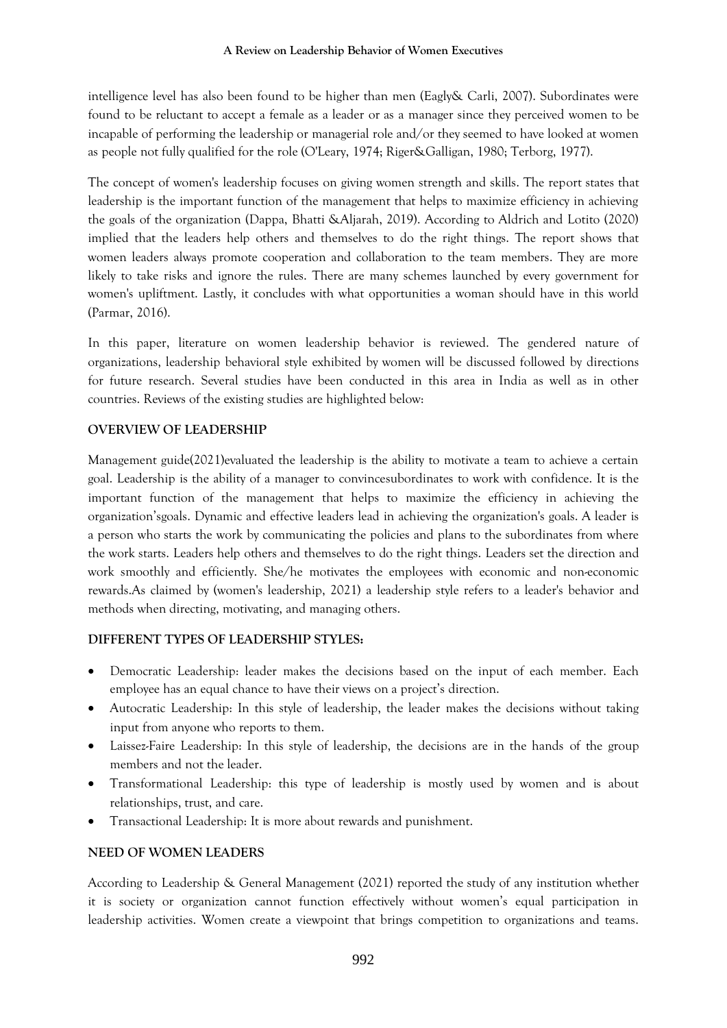intelligence level has also been found to be higher than men (Eagly& Carli, 2007). Subordinates were found to be reluctant to accept a female as a leader or as a manager since they perceived women to be incapable of performing the leadership or managerial role and/or they seemed to have looked at women as people not fully qualified for the role (O'Leary, 1974; Riger&Galligan, 1980; Terborg, 1977).

The concept of women's leadership focuses on giving women strength and skills. The report states that leadership is the important function of the management that helps to maximize efficiency in achieving the goals of the organization (Dappa, Bhatti &Aljarah, 2019). According to Aldrich and Lotito (2020) implied that the leaders help others and themselves to do the right things. The report shows that women leaders always promote cooperation and collaboration to the team members. They are more likely to take risks and ignore the rules. There are many schemes launched by every government for women's upliftment. Lastly, it concludes with what opportunities a woman should have in this world (Parmar, 2016).

In this paper, literature on women leadership behavior is reviewed. The gendered nature of organizations, leadership behavioral style exhibited by women will be discussed followed by directions for future research. Several studies have been conducted in this area in India as well as in other countries. Reviews of the existing studies are highlighted below:

## OVERVIEW OF LEADERSHIP

Management guide(2021)evaluated the leadership is the ability to motivate a team to achieve a certain goal. Leadership is the ability of a manager to convincesubordinates to work with confidence. It is the important function of the management that helps to maximize the efficiency in achieving the organization'sgoals. Dynamic and effective leaders lead in achieving the organization's goals. A leader is a person who starts the work by communicating the policies and plans to the subordinates from where the work starts. Leaders help others and themselves to do the right things. Leaders set the direction and work smoothly and efficiently. She/he motivates the employees with economic and non-economic rewards.As claimed by (women's leadership, 2021) a leadership style refers to a leader's behavior and methods when directing, motivating, and managing others.

## DIFFERENT TYPES OF LEADERSHIP STYLES:

- Democratic Leadership: leader makes the decisions based on the input of each member. Each employee has an equal chance to have their views on a project's direction.
- Autocratic Leadership: In this style of leadership, the leader makes the decisions without taking input from anyone who reports to them.
- Laissez-Faire Leadership: In this style of leadership, the decisions are in the hands of the group members and not the leader.
- Transformational Leadership: this type of leadership is mostly used by women and is about relationships, trust, and care.
- Transactional Leadership: It is more about rewards and punishment.

## NEED OF WOMEN LEADERS

According to Leadership & General Management (2021) reported the study of any institution whether it is society or organization cannot function effectively without women's equal participation in leadership activities. Women create a viewpoint that brings competition to organizations and teams.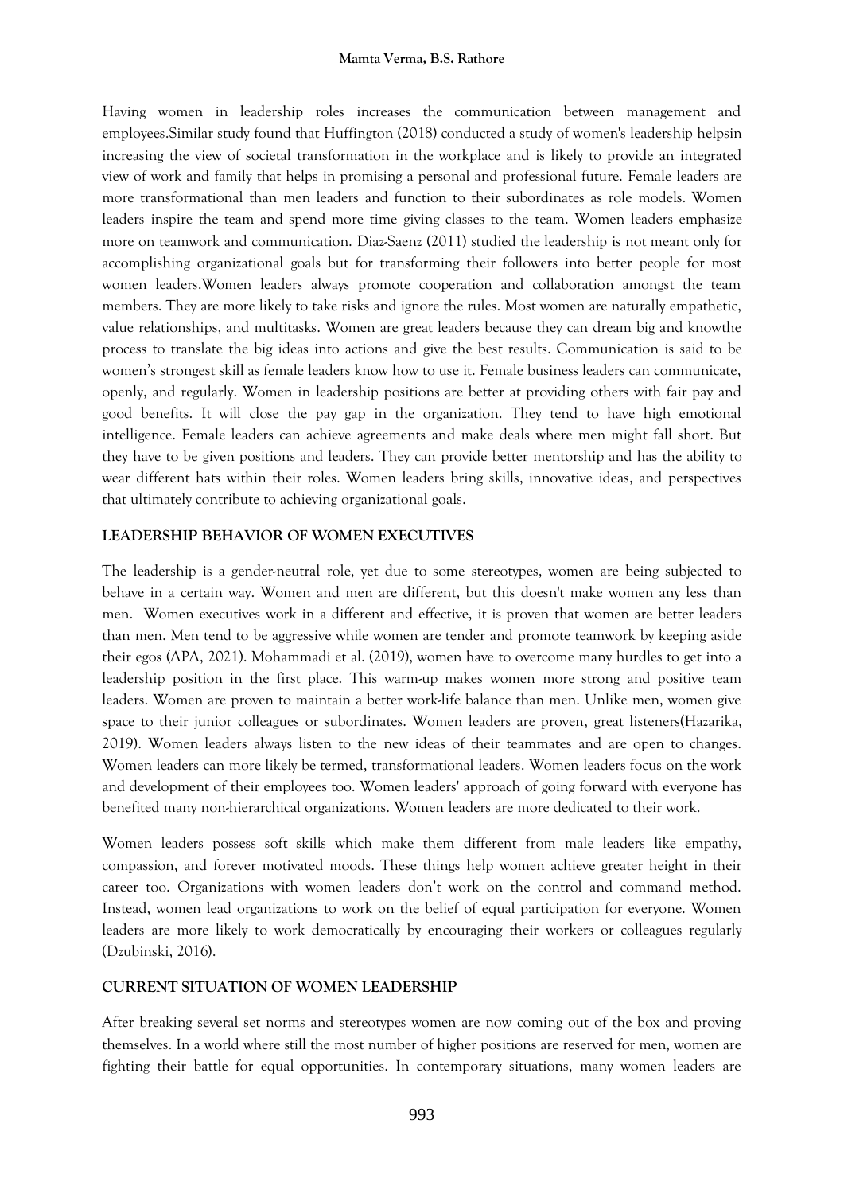Having women in leadership roles increases the communication between management and employees.Similar study found that Huffington (2018) conducted a study of women's leadership helpsin increasing the view of societal transformation in the workplace and is likely to provide an integrated view of work and family that helps in promising a personal and professional future. Female leaders are more transformational than men leaders and function to their subordinates as role models. Women leaders inspire the team and spend more time giving classes to the team. Women leaders emphasize more on teamwork and communication. Diaz-Saenz (2011) studied the leadership is not meant only for accomplishing organizational goals but for transforming their followers into better people for most women leaders.Women leaders always promote cooperation and collaboration amongst the team members. They are more likely to take risks and ignore the rules. Most women are naturally empathetic, value relationships, and multitasks. Women are great leaders because they can dream big and knowthe process to translate the big ideas into actions and give the best results. Communication is said to be women's strongest skill as female leaders know how to use it. Female business leaders can communicate, openly, and regularly. Women in leadership positions are better at providing others with fair pay and good benefits. It will close the pay gap in the organization. They tend to have high emotional intelligence. Female leaders can achieve agreements and make deals where men might fall short. But they have to be given positions and leaders. They can provide better mentorship and has the ability to wear different hats within their roles. Women leaders bring skills, innovative ideas, and perspectives that ultimately contribute to achieving organizational goals.

## LEADERSHIP BEHAVIOR OF WOMEN EXECUTIVES

The leadership is a gender-neutral role, yet due to some stereotypes, women are being subjected to behave in a certain way. Women and men are different, but this doesn't make women any less than men. Women executives work in a different and effective, it is proven that women are better leaders than men. Men tend to be aggressive while women are tender and promote teamwork by keeping aside their egos (APA, 2021). Mohammadi et al. (2019), women have to overcome many hurdles to get into a leadership position in the first place. This warm-up makes women more strong and positive team leaders. Women are proven to maintain a better work-life balance than men. Unlike men, women give space to their junior colleagues or subordinates. Women leaders are proven, great listeners(Hazarika, 2019). Women leaders always listen to the new ideas of their teammates and are open to changes. Women leaders can more likely be termed, transformational leaders. Women leaders focus on the work and development of their employees too. Women leaders' approach of going forward with everyone has benefited many non-hierarchical organizations. Women leaders are more dedicated to their work.

Women leaders possess soft skills which make them different from male leaders like empathy, compassion, and forever motivated moods. These things help women achieve greater height in their career too. Organizations with women leaders don't work on the control and command method. Instead, women lead organizations to work on the belief of equal participation for everyone. Women leaders are more likely to work democratically by encouraging their workers or colleagues regularly (Dzubinski, 2016).

## CURRENT SITUATION OF WOMEN LEADERSHIP

After breaking several set norms and stereotypes women are now coming out of the box and proving themselves. In a world where still the most number of higher positions are reserved for men, women are fighting their battle for equal opportunities. In contemporary situations, many women leaders are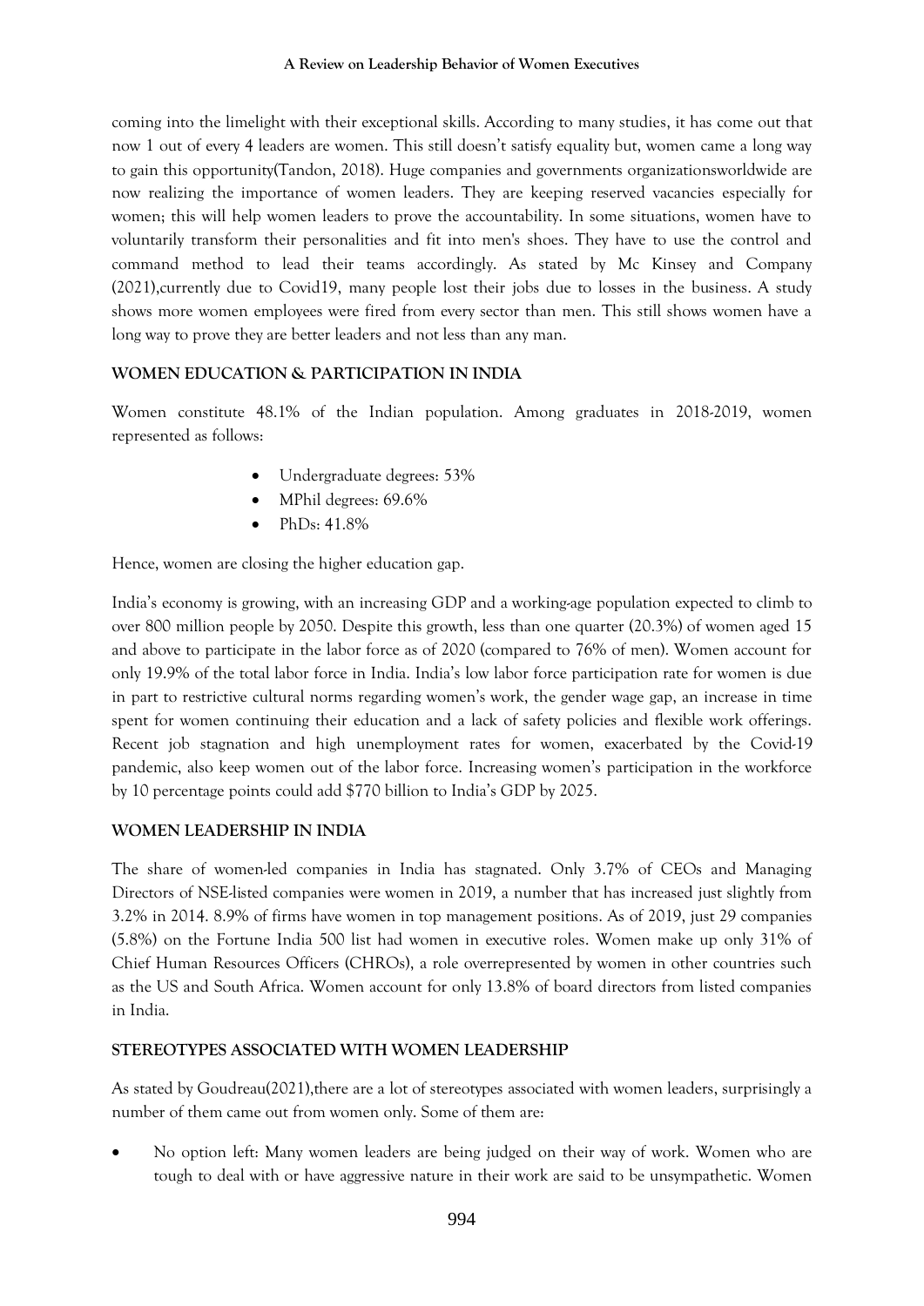coming into the limelight with their exceptional skills. According to many studies, it has come out that now 1 out of every 4 leaders are women. This still doesn't satisfy equality but, women came a long way to gain this opportunity(Tandon, 2018). Huge companies and governments organizationsworldwide are now realizing the importance of women leaders. They are keeping reserved vacancies especially for women; this will help women leaders to prove the accountability. In some situations, women have to voluntarily transform their personalities and fit into men's shoes. They have to use the control and command method to lead their teams accordingly. As stated by Mc Kinsey and Company (2021),currently due to Covid19, many people lost their jobs due to losses in the business. A study shows more women employees were fired from every sector than men. This still shows women have a long way to prove they are better leaders and not less than any man.

## WOMEN EDUCATION & PARTICIPATION IN INDIA

Women constitute 48.1% of the Indian population. Among graduates in 2018-2019, women represented as follows:

- Undergraduate degrees: 53%
- MPhil degrees: 69.6%
- PhDs: 41.8%

Hence, women are closing the higher education gap.

India's economy is growing, with an increasing GDP and a working-age population expected to climb to over 800 million people by 2050. Despite this growth, less than one quarter (20.3%) of women aged 15 and above to participate in the labor force as of 2020 (compared to 76% of men). Women account for only 19.9% of the total labor force in India. India's low labor force participation rate for women is due in part to restrictive cultural norms regarding women's work, the gender wage gap, an increase in time spent for women continuing their education and a lack of safety policies and flexible work offerings. Recent job stagnation and high unemployment rates for women, exacerbated by the Covid-19 pandemic, also keep women out of the labor force. Increasing women's participation in the workforce by 10 percentage points could add $770 billion to India's GDP by 2025.

## WOMEN LEADERSHIP IN INDIA

The share of women-led companies in India has stagnated. Only 3.7% of CEOs and Managing Directors of NSE-listed companies were women in 2019, a number that has increased just slightly from 3.2% in 2014. 8.9% of firms have women in top management positions. As of 2019, just 29 companies (5.8%) on the Fortune India 500 list had women in executive roles. Women make up only 31% of Chief Human Resources Officers (CHROs), a role overrepresented by women in other countries such as the US and South Africa. Women account for only 13.8% of board directors from listed companies in India.

## STEREOTYPES ASSOCIATED WITH WOMEN LEADERSHIP

As stated by Goudreau(2021),there are a lot of stereotypes associated with women leaders, surprisingly a number of them came out from women only. Some of them are:

- No option left: Many women leaders are being judged on their way of work. Women who are tough to deal with or have aggressive nature in their work are said to be unsympathetic. Women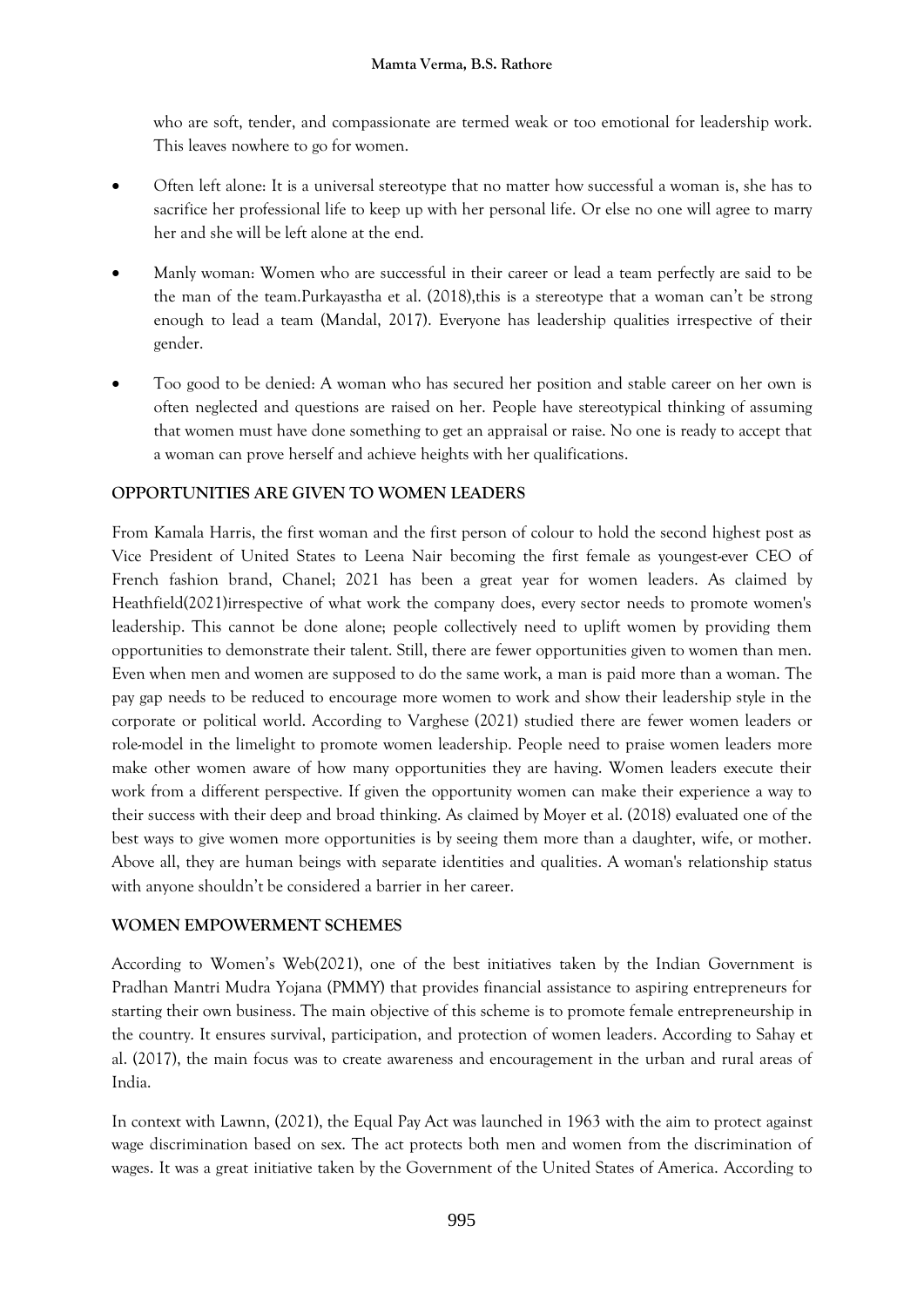who are soft, tender, and compassionate are termed weak or too emotional for leadership work. This leaves nowhere to go for women.

- Often left alone: It is a universal stereotype that no matter how successful a woman is, she has to sacrifice her professional life to keep up with her personal life. Or else no one will agree to marry her and she will be left alone at the end.
- Manly woman: Women who are successful in their career or lead a team perfectly are said to be the man of the team.Purkayastha et al. (2018),this is a stereotype that a woman can't be strong enough to lead a team (Mandal, 2017). Everyone has leadership qualities irrespective of their gender.
- Too good to be denied: A woman who has secured her position and stable career on her own is often neglected and questions are raised on her. People have stereotypical thinking of assuming that women must have done something to get an appraisal or raise. No one is ready to accept that a woman can prove herself and achieve heights with her qualifications.

## OPPORTUNITIES ARE GIVEN TO WOMEN LEADERS

From Kamala Harris, the first woman and the first person of colour to hold the second highest post as Vice President of United States to Leena Nair becoming the first female as youngest-ever CEO of French fashion brand, Chanel; 2021 has been a great year for women leaders. As claimed by Heathfield(2021)irrespective of what work the company does, every sector needs to promote women's leadership. This cannot be done alone; people collectively need to uplift women by providing them opportunities to demonstrate their talent. Still, there are fewer opportunities given to women than men. Even when men and women are supposed to do the same work, a man is paid more than a woman. The pay gap needs to be reduced to encourage more women to work and show their leadership style in the corporate or political world. According to Varghese (2021) studied there are fewer women leaders or role-model in the limelight to promote women leadership. People need to praise women leaders more make other women aware of how many opportunities they are having. Women leaders execute their work from a different perspective. If given the opportunity women can make their experience a way to their success with their deep and broad thinking. As claimed by Moyer et al. (2018) evaluated one of the best ways to give women more opportunities is by seeing them more than a daughter, wife, or mother. Above all, they are human beings with separate identities and qualities. A woman's relationship status with anyone shouldn't be considered a barrier in her career.

## WOMEN EMPOWERMENT SCHEMES

According to Women's Web(2021), one of the best initiatives taken by the Indian Government is Pradhan Mantri Mudra Yojana (PMMY) that provides financial assistance to aspiring entrepreneurs for starting their own business. The main objective of this scheme is to promote female entrepreneurship in the country. It ensures survival, participation, and protection of women leaders. According to Sahay et al. (2017), the main focus was to create awareness and encouragement in the urban and rural areas of India.

In context with Lawnn, (2021), the Equal Pay Act was launched in 1963 with the aim to protect against wage discrimination based on sex. The act protects both men and women from the discrimination of wages. It was a great initiative taken by the Government of the United States of America. According to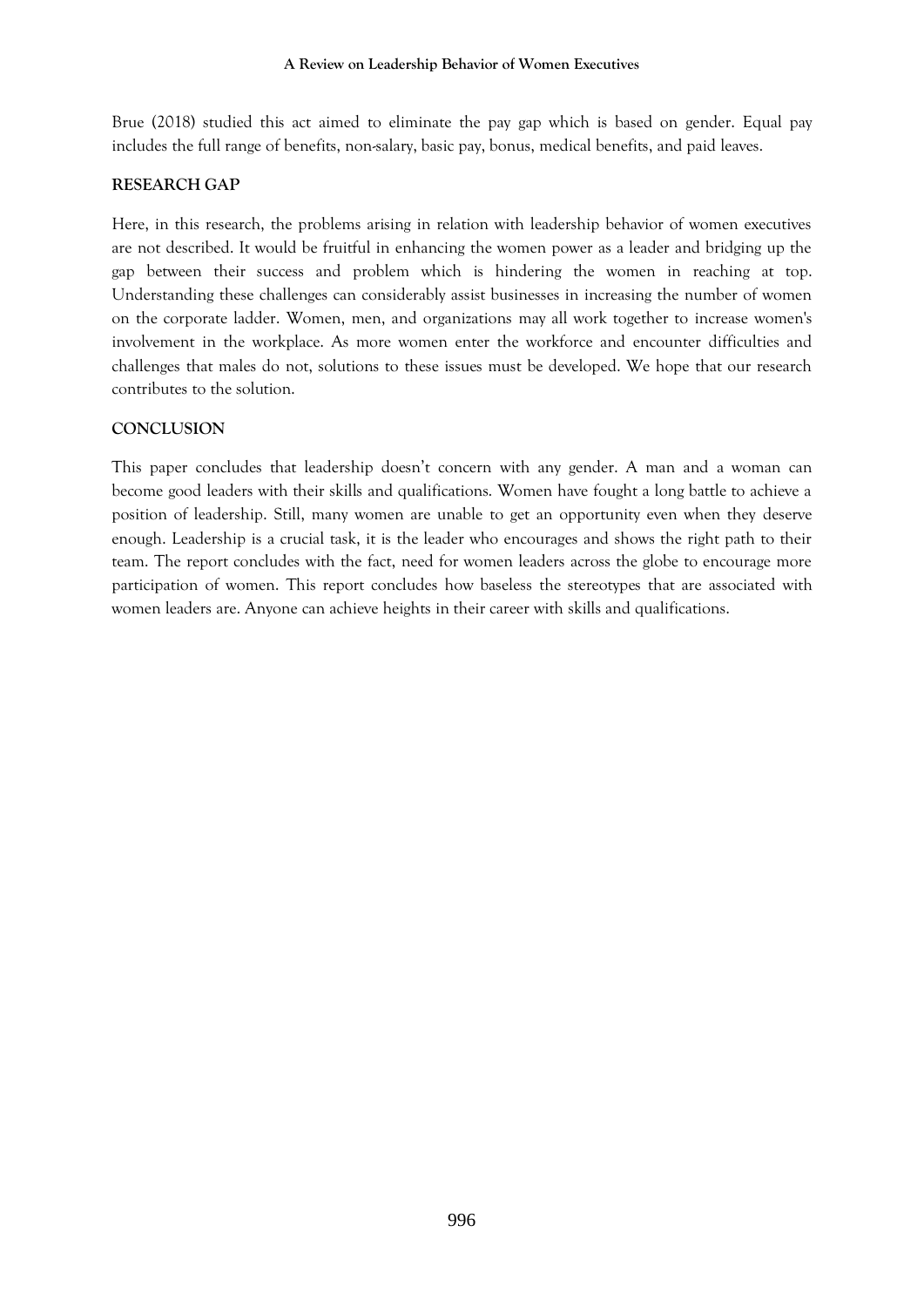Brue (2018) studied this act aimed to eliminate the pay gap which is based on gender. Equal pay includes the full range of benefits, non-salary, basic pay, bonus, medical benefits, and paid leaves.

## RESEARCH GAP

Here, in this research, the problems arising in relation with leadership behavior of women executives are not described. It would be fruitful in enhancing the women power as a leader and bridging up the gap between their success and problem which is hindering the women in reaching at top. Understanding these challenges can considerably assist businesses in increasing the number of women on the corporate ladder. Women, men, and organizations may all work together to increase women's involvement in the workplace. As more women enter the workforce and encounter difficulties and challenges that males do not, solutions to these issues must be developed. We hope that our research contributes to the solution.

## CONCLUSION

This paper concludes that leadership doesn't concern with any gender. A man and a woman can become good leaders with their skills and qualifications. Women have fought a long battle to achieve a position of leadership. Still, many women are unable to get an opportunity even when they deserve enough. Leadership is a crucial task, it is the leader who encourages and shows the right path to their team. The report concludes with the fact, need for women leaders across the globe to encourage more participation of women. This report concludes how baseless the stereotypes that are associated with women leaders are. Anyone can achieve heights in their career with skills and qualifications.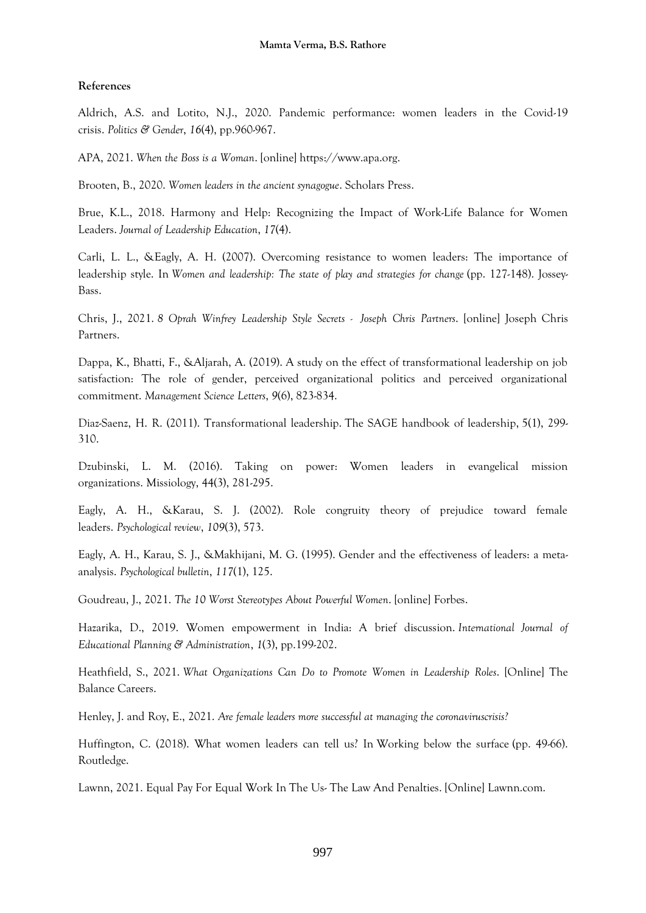**References**

Aldrich, A.S. and Lotito, N.J., 2020. Pandemic performance: women leaders in the Covid-19 crisis. *Politics & Gender*, *16*(4), pp.960-967.

APA, 2021. *When the Boss is a Woman*. [online] https://www.apa.org.

Brooten, B., 2020. *Women leaders in the ancient synagogue*. Scholars Press.

Brue, K.L., 2018. Harmony and Help: Recognizing the Impact of Work-Life Balance for Women Leaders. *Journal of Leadership Education*, *17*(4).

Carli, L. L., &Eagly, A. H. (2007). Overcoming resistance to women leaders: The importance of leadership style. In *Women and leadership: The state of play and strategies for change* (pp. 127-148). Jossey-Bass.

Chris, J., 2021. *8 Oprah Winfrey Leadership Style Secrets - Joseph Chris Partners*. [online] Joseph Chris Partners.

Dappa, K., Bhatti, F., &Aljarah, A. (2019). A study on the effect of transformational leadership on job satisfaction: The role of gender, perceived organizational politics and perceived organizational commitment. *Management Science Letters*, *9*(6), 823-834.

Diaz-Saenz, H. R. (2011). Transformational leadership. The SAGE handbook of leadership, 5(1), 299-310.

Dzubinski, L. M. (2016). Taking on power: Women leaders in evangelical mission organizations. Missiology, 44(3), 281-295.

Eagly, A. H., &Karau, S. J. (2002). Role congruity theory of prejudice toward female leaders. *Psychological review*, *109*(3), 573.

Eagly, A. H., Karau, S. J., &Makhijani, M. G. (1995). Gender and the effectiveness of leaders: a meta-analysis. *Psychological bulletin*, *117*(1), 125.

Goudreau, J., 2021. *The 10 Worst Stereotypes About Powerful Women*. [online] Forbes.

Hazarika, D., 2019. Women empowerment in India: A brief discussion. *International Journal of Educational Planning & Administration*, *1*(3), pp.199-202.

Heathfield, S., 2021. *What Organizations Can Do to Promote Women in Leadership Roles*. [Online] The Balance Careers.

Henley, J. and Roy, E., 2021. *Are female leaders more successful at managing the coronaviruscrisis?*

Huffington, C. (2018). What women leaders can tell us? In Working below the surface (pp. 49-66). Routledge.

Lawnn, 2021. Equal Pay For Equal Work In The Us- The Law And Penalties. [Online] Lawnn.com.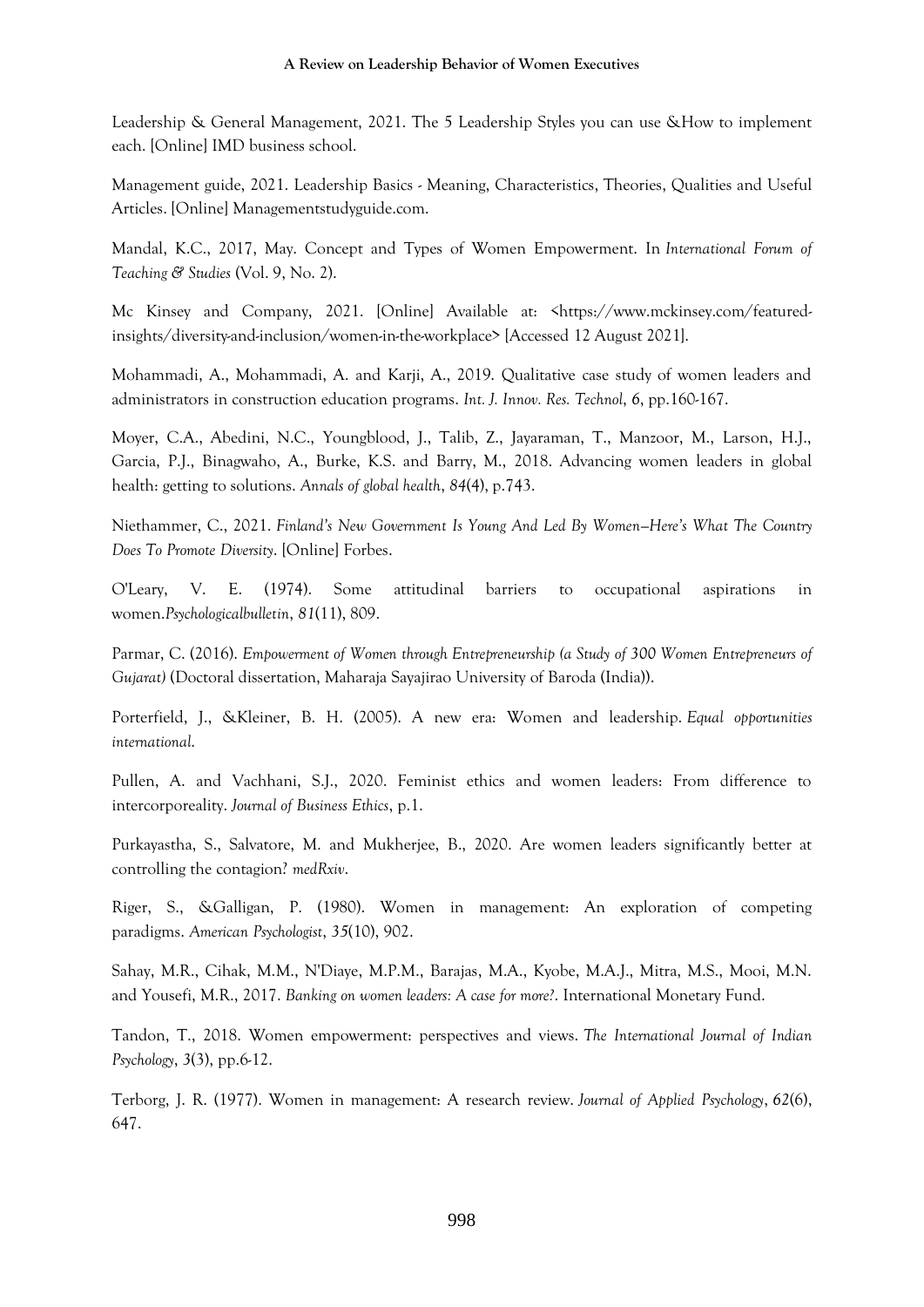Leadership & General Management, 2021. The 5 Leadership Styles you can use &How to implement each. [Online] IMD business school.

Management guide, 2021. Leadership Basics - Meaning, Characteristics, Theories, Qualities and Useful Articles. [Online] Managementstudyguide.com.

Mandal, K.C., 2017, May. Concept and Types of Women Empowerment. In *International Forum of Teaching & Studies* (Vol. 9, No. 2).

Mc Kinsey and Company, 2021. [Online] Available at: <https://www.mckinsey.com/featured-insights/diversity-and-inclusion/women-in-the-workplace> [Accessed 12 August 2021].

Mohammadi, A., Mohammadi, A. and Karji, A., 2019. Qualitative case study of women leaders and administrators in construction education programs. *Int. J. Innov. Res. Technol*, *6*, pp.160-167.

Moyer, C.A., Abedini, N.C., Youngblood, J., Talib, Z., Jayaraman, T., Manzoor, M., Larson, H.J., Garcia, P.J., Binagwaho, A., Burke, K.S. and Barry, M., 2018. Advancing women leaders in global health: getting to solutions. *Annals of global health*, *84*(4), p.743.

Niethammer, C., 2021. *Finland's New Government Is Young And Led By Women—Here's What The Country Does To Promote Diversity*. [Online] Forbes.

O'Leary, V. E. (1974). Some attitudinal barriers to occupational aspirations in women.*Psychologicalbulletin*, *81*(11), 809.

Parmar, C. (2016). *Empowerment of Women through Entrepreneurship (a Study of 300 Women Entrepreneurs of Gujarat)* (Doctoral dissertation, Maharaja Sayajirao University of Baroda (India)).

Porterfield, J., &Kleiner, B. H. (2005). A new era: Women and leadership. *Equal opportunities international*.

Pullen, A. and Vachhani, S.J., 2020. Feminist ethics and women leaders: From difference to intercorporeality. *Journal of Business Ethics*, p.1.

Purkayastha, S., Salvatore, M. and Mukherjee, B., 2020. Are women leaders significantly better at controlling the contagion? *medRxiv*.

Riger, S., &Galligan, P. (1980). Women in management: An exploration of competing paradigms. *American Psychologist*, *35*(10), 902.

Sahay, M.R., Cihak, M.M., N'Diaye, M.P.M., Barajas, M.A., Kyobe, M.A.J., Mitra, M.S., Mooi, M.N. and Yousefi, M.R., 2017. *Banking on women leaders: A case for more?*. International Monetary Fund.

Tandon, T., 2018. Women empowerment: perspectives and views. *The International Journal of Indian Psychology*, *3*(3), pp.6-12.

Terborg, J. R. (1977). Women in management: A research review. *Journal of Applied Psychology*, *62*(6), 647.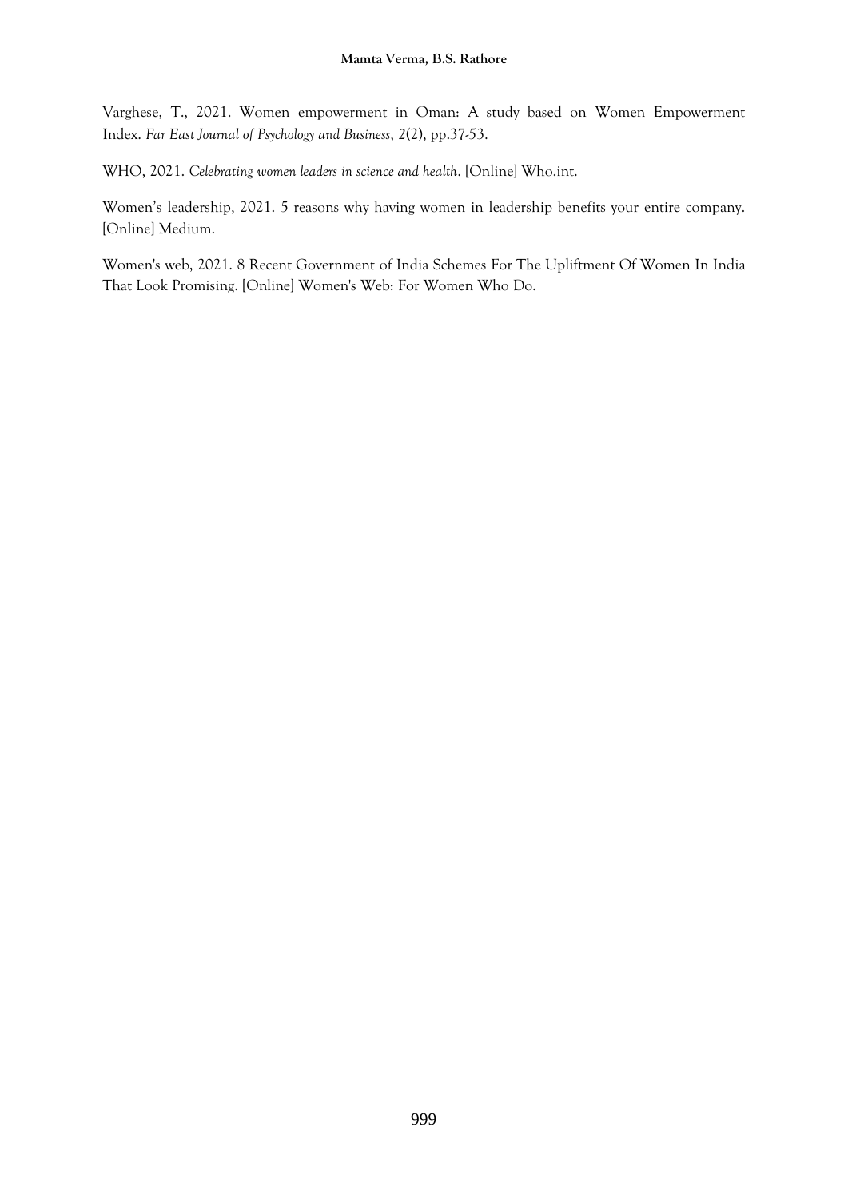Varghese, T., 2021. Women empowerment in Oman: A study based on Women Empowerment Index. *Far East Journal of Psychology and Business*, 2(2), pp.37-53.

WHO, 2021. *Celebrating women leaders in science and health*. [Online] Who.int.

Women's leadership, 2021. 5 reasons why having women in leadership benefits your entire company. [Online] Medium.

Women's web, 2021. 8 Recent Government of India Schemes For The Upliftment Of Women In India That Look Promising. [Online] Women's Web: For Women Who Do.